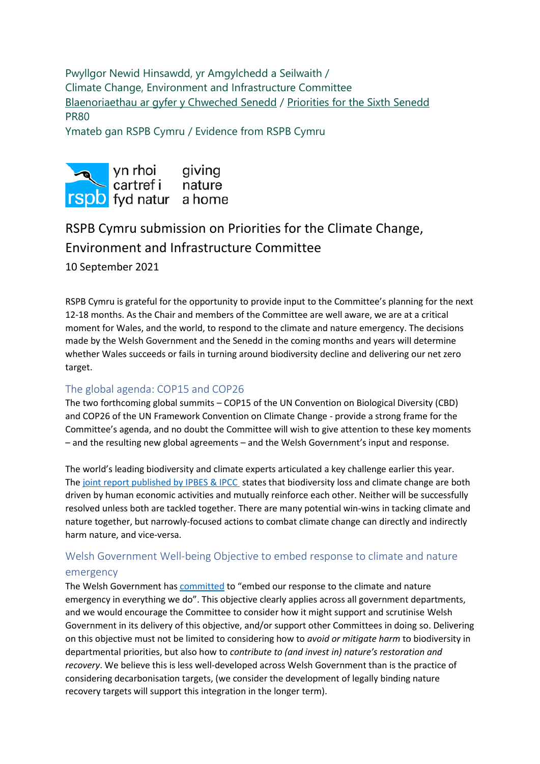Pwyllgor Newid Hinsawdd, yr Amgylchedd a Seilwaith /
Climate Change, Environment and Infrastructure Committee
[Blaenoriaethau ar gyfer y Chweched Senedd](#) / [Priorities for the Sixth Senedd](#)
PR80
Ymateb gan RSPB Cymru / Evidence from RSPB Cymru

rspb — yn rhoi cartref i fyd natur — giving nature a home

# RSPB Cymru submission on Priorities for the Climate Change, Environment and Infrastructure Committee

10 September 2021

RSPB Cymru is grateful for the opportunity to provide input to the Committee's planning for the next 12-18 months. As the Chair and members of the Committee are well aware, we are at a critical moment for Wales, and the world, to respond to the climate and nature emergency. The decisions made by the Welsh Government and the Senedd in the coming months and years will determine whether Wales succeeds or fails in turning around biodiversity decline and delivering our net zero target.

## The global agenda: COP15 and COP26

The two forthcoming global summits – COP15 of the UN Convention on Biological Diversity (CBD) and COP26 of the UN Framework Convention on Climate Change - provide a strong frame for the Committee's agenda, and no doubt the Committee will wish to give attention to these key moments – and the resulting new global agreements – and the Welsh Government's input and response.

The world's leading biodiversity and climate experts articulated a key challenge earlier this year. The [joint report published by IPBES & IPCC](#) states that biodiversity loss and climate change are both driven by human economic activities and mutually reinforce each other. Neither will be successfully resolved unless both are tackled together. There are many potential win-wins in tacking climate and nature together, but narrowly-focused actions to combat climate change can directly and indirectly harm nature, and vice-versa.

## Welsh Government Well-being Objective to embed response to climate and nature emergency

The Welsh Government has [committed](#) to "embed our response to the climate and nature emergency in everything we do". This objective clearly applies across all government departments, and we would encourage the Committee to consider how it might support and scrutinise Welsh Government in its delivery of this objective, and/or support other Committees in doing so. Delivering on this objective must not be limited to considering how to *avoid or mitigate harm* to biodiversity in departmental priorities, but also how to *contribute to (and invest in) nature's restoration and recovery*. We believe this is less well-developed across Welsh Government than is the practice of considering decarbonisation targets, (we consider the development of legally binding nature recovery targets will support this integration in the longer term).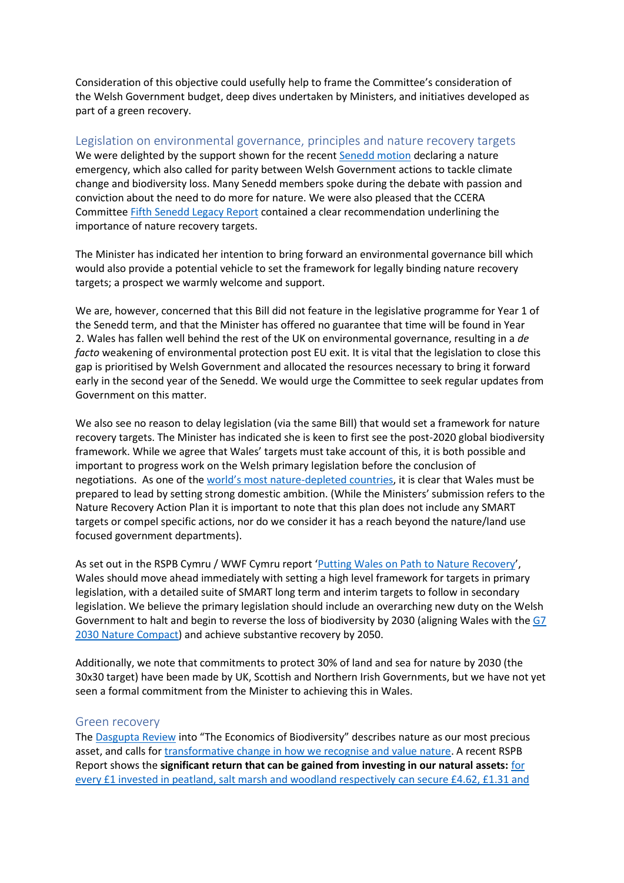Consideration of this objective could usefully help to frame the Committee's consideration of the Welsh Government budget, deep dives undertaken by Ministers, and initiatives developed as part of a green recovery.

## Legislation on environmental governance, principles and nature recovery targets

We were delighted by the support shown for the recent Senedd motion declaring a nature emergency, which also called for parity between Welsh Government actions to tackle climate change and biodiversity loss. Many Senedd members spoke during the debate with passion and conviction about the need to do more for nature. We were also pleased that the CCERA Committee Fifth Senedd Legacy Report contained a clear recommendation underlining the importance of nature recovery targets.

The Minister has indicated her intention to bring forward an environmental governance bill which would also provide a potential vehicle to set the framework for legally binding nature recovery targets; a prospect we warmly welcome and support.

We are, however, concerned that this Bill did not feature in the legislative programme for Year 1 of the Senedd term, and that the Minister has offered no guarantee that time will be found in Year 2. Wales has fallen well behind the rest of the UK on environmental governance, resulting in a *de facto* weakening of environmental protection post EU exit. It is vital that the legislation to close this gap is prioritised by Welsh Government and allocated the resources necessary to bring it forward early in the second year of the Senedd. We would urge the Committee to seek regular updates from Government on this matter.

We also see no reason to delay legislation (via the same Bill) that would set a framework for nature recovery targets. The Minister has indicated she is keen to first see the post-2020 global biodiversity framework. While we agree that Wales' targets must take account of this, it is both possible and important to progress work on the Welsh primary legislation before the conclusion of negotiations. As one of the world's most nature-depleted countries, it is clear that Wales must be prepared to lead by setting strong domestic ambition. (While the Ministers' submission refers to the Nature Recovery Action Plan it is important to note that this plan does not include any SMART targets or compel specific actions, nor do we consider it has a reach beyond the nature/land use focused government departments).

As set out in the RSPB Cymru / WWF Cymru report 'Putting Wales on Path to Nature Recovery', Wales should move ahead immediately with setting a high level framework for targets in primary legislation, with a detailed suite of SMART long term and interim targets to follow in secondary legislation. We believe the primary legislation should include an overarching new duty on the Welsh Government to halt and begin to reverse the loss of biodiversity by 2030 (aligning Wales with the G7 2030 Nature Compact) and achieve substantive recovery by 2050.

Additionally, we note that commitments to protect 30% of land and sea for nature by 2030 (the 30x30 target) have been made by UK, Scottish and Northern Irish Governments, but we have not yet seen a formal commitment from the Minister to achieving this in Wales.

## Green recovery

The Dasgupta Review into "The Economics of Biodiversity" describes nature as our most precious asset, and calls for transformative change in how we recognise and value nature. A recent RSPB Report shows the **significant return that can be gained from investing in our natural assets:** for every £1 invested in peatland, salt marsh and woodland respectively can secure £4.62, £1.31 and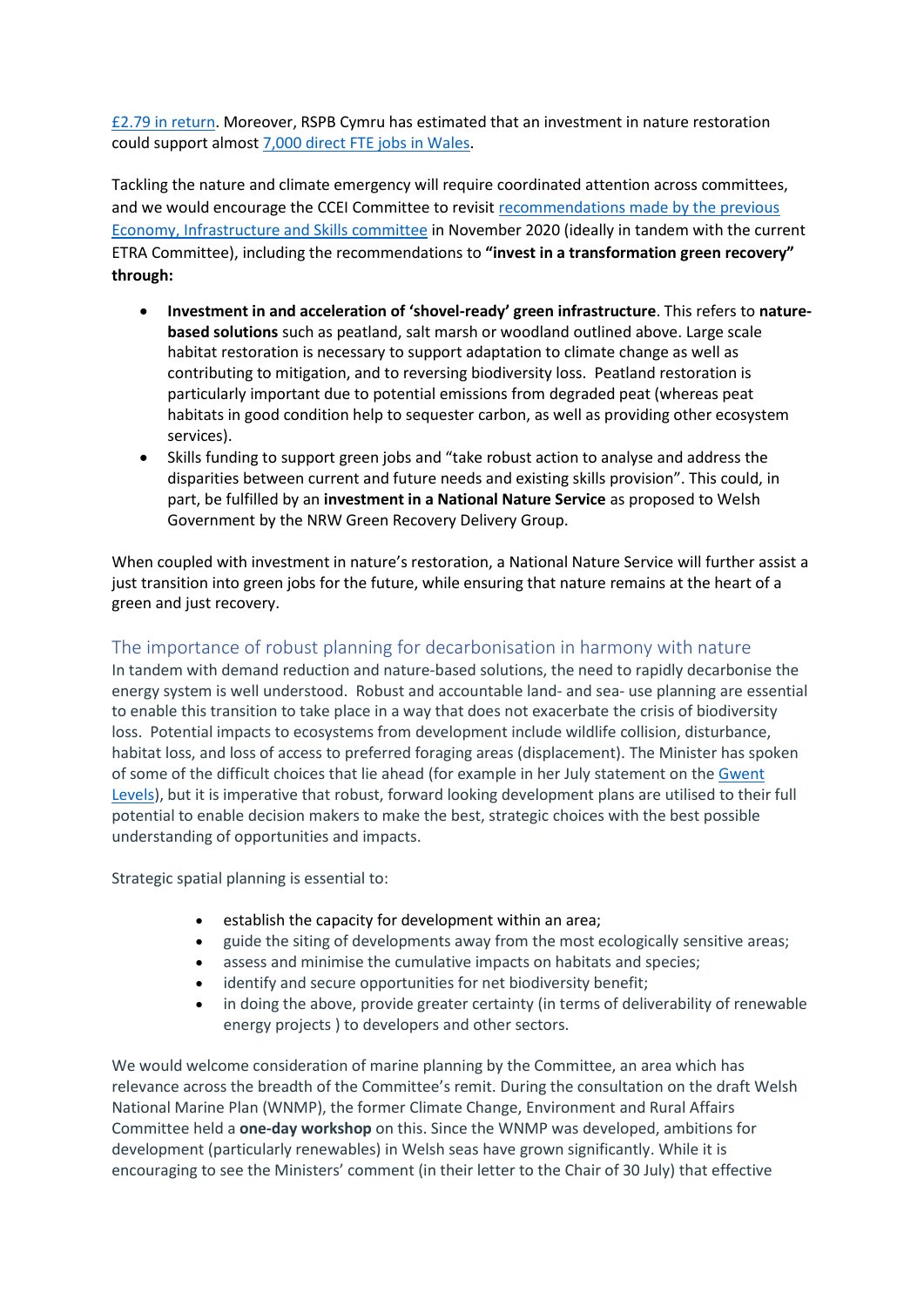£2.79 in return. Moreover, RSPB Cymru has estimated that an investment in nature restoration could support almost 7,000 direct FTE jobs in Wales.

Tackling the nature and climate emergency will require coordinated attention across committees, and we would encourage the CCEI Committee to revisit recommendations made by the previous Economy, Infrastructure and Skills committee in November 2020 (ideally in tandem with the current ETRA Committee), including the recommendations to **"invest in a transformation green recovery" through:**

- **Investment in and acceleration of 'shovel-ready' green infrastructure**. This refers to **nature-based solutions** such as peatland, salt marsh or woodland outlined above. Large scale habitat restoration is necessary to support adaptation to climate change as well as contributing to mitigation, and to reversing biodiversity loss. Peatland restoration is particularly important due to potential emissions from degraded peat (whereas peat habitats in good condition help to sequester carbon, as well as providing other ecosystem services).
- Skills funding to support green jobs and "take robust action to analyse and address the disparities between current and future needs and existing skills provision". This could, in part, be fulfilled by an **investment in a National Nature Service** as proposed to Welsh Government by the NRW Green Recovery Delivery Group.

When coupled with investment in nature's restoration, a National Nature Service will further assist a just transition into green jobs for the future, while ensuring that nature remains at the heart of a green and just recovery.

## The importance of robust planning for decarbonisation in harmony with nature

In tandem with demand reduction and nature-based solutions, the need to rapidly decarbonise the energy system is well understood. Robust and accountable land- and sea- use planning are essential to enable this transition to take place in a way that does not exacerbate the crisis of biodiversity loss. Potential impacts to ecosystems from development include wildlife collision, disturbance, habitat loss, and loss of access to preferred foraging areas (displacement). The Minister has spoken of some of the difficult choices that lie ahead (for example in her July statement on the Gwent Levels), but it is imperative that robust, forward looking development plans are utilised to their full potential to enable decision makers to make the best, strategic choices with the best possible understanding of opportunities and impacts.

Strategic spatial planning is essential to:

- establish the capacity for development within an area;
- guide the siting of developments away from the most ecologically sensitive areas;
- assess and minimise the cumulative impacts on habitats and species;
- identify and secure opportunities for net biodiversity benefit;
- in doing the above, provide greater certainty (in terms of deliverability of renewable energy projects ) to developers and other sectors.

We would welcome consideration of marine planning by the Committee, an area which has relevance across the breadth of the Committee's remit. During the consultation on the draft Welsh National Marine Plan (WNMP), the former Climate Change, Environment and Rural Affairs Committee held a **one-day workshop** on this. Since the WNMP was developed, ambitions for development (particularly renewables) in Welsh seas have grown significantly. While it is encouraging to see the Ministers' comment (in their letter to the Chair of 30 July) that effective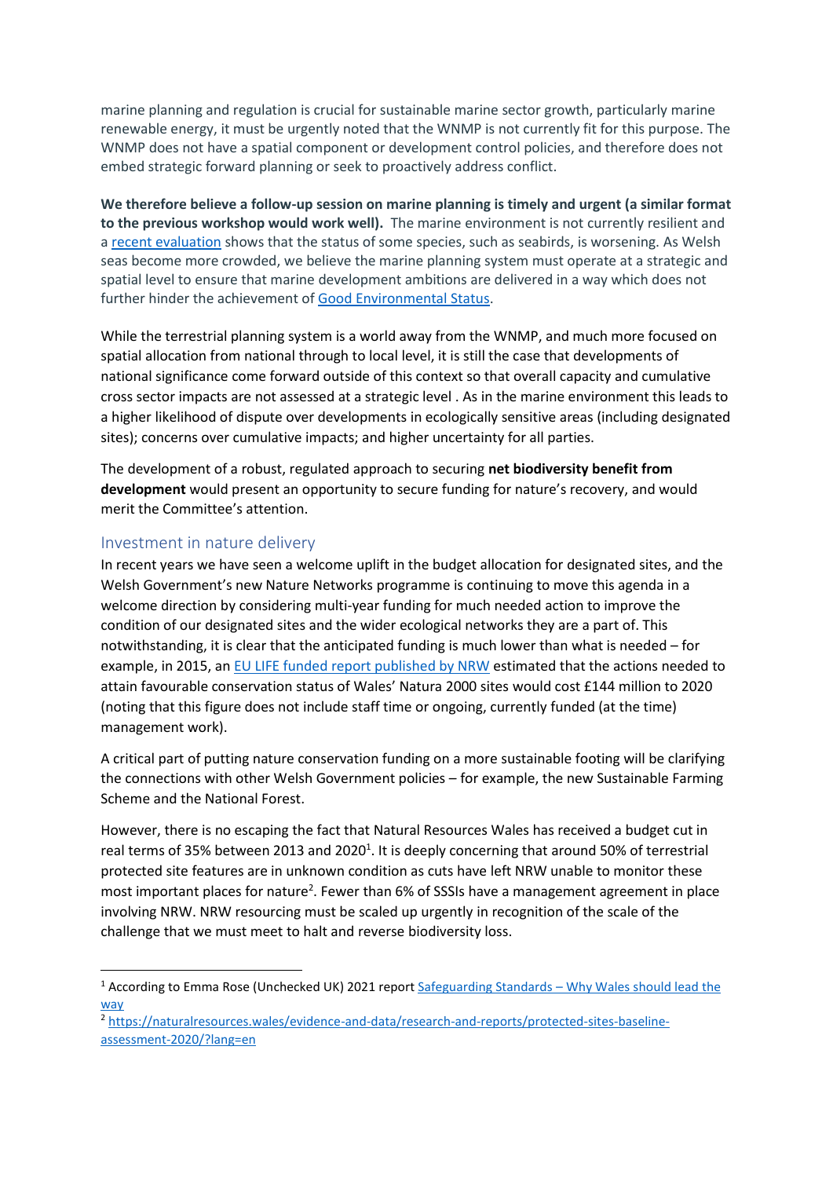marine planning and regulation is crucial for sustainable marine sector growth, particularly marine renewable energy, it must be urgently noted that the WNMP is not currently fit for this purpose. The WNMP does not have a spatial component or development control policies, and therefore does not embed strategic forward planning or seek to proactively address conflict.

**We therefore believe a follow-up session on marine planning is timely and urgent (a similar format to the previous workshop would work well).** The marine environment is not currently resilient and a recent evaluation shows that the status of some species, such as seabirds, is worsening. As Welsh seas become more crowded, we believe the marine planning system must operate at a strategic and spatial level to ensure that marine development ambitions are delivered in a way which does not further hinder the achievement of Good Environmental Status.

While the terrestrial planning system is a world away from the WNMP, and much more focused on spatial allocation from national through to local level, it is still the case that developments of national significance come forward outside of this context so that overall capacity and cumulative cross sector impacts are not assessed at a strategic level . As in the marine environment this leads to a higher likelihood of dispute over developments in ecologically sensitive areas (including designated sites); concerns over cumulative impacts; and higher uncertainty for all parties.

The development of a robust, regulated approach to securing **net biodiversity benefit from development** would present an opportunity to secure funding for nature's recovery, and would merit the Committee's attention.

## Investment in nature delivery

In recent years we have seen a welcome uplift in the budget allocation for designated sites, and the Welsh Government's new Nature Networks programme is continuing to move this agenda in a welcome direction by considering multi-year funding for much needed action to improve the condition of our designated sites and the wider ecological networks they are a part of. This notwithstanding, it is clear that the anticipated funding is much lower than what is needed – for example, in 2015, an EU LIFE funded report published by NRW estimated that the actions needed to attain favourable conservation status of Wales' Natura 2000 sites would cost £144 million to 2020 (noting that this figure does not include staff time or ongoing, currently funded (at the time) management work).

A critical part of putting nature conservation funding on a more sustainable footing will be clarifying the connections with other Welsh Government policies – for example, the new Sustainable Farming Scheme and the National Forest.

However, there is no escaping the fact that Natural Resources Wales has received a budget cut in real terms of 35% between 2013 and 2020[1]. It is deeply concerning that around 50% of terrestrial protected site features are in unknown condition as cuts have left NRW unable to monitor these most important places for nature[2]. Fewer than 6% of SSSIs have a management agreement in place involving NRW. NRW resourcing must be scaled up urgently in recognition of the scale of the challenge that we must meet to halt and reverse biodiversity loss.

---

[1] According to Emma Rose (Unchecked UK) 2021 report Safeguarding Standards – Why Wales should lead the way

[2] https://naturalresources.wales/evidence-and-data/research-and-reports/protected-sites-baseline-assessment-2020/?lang=en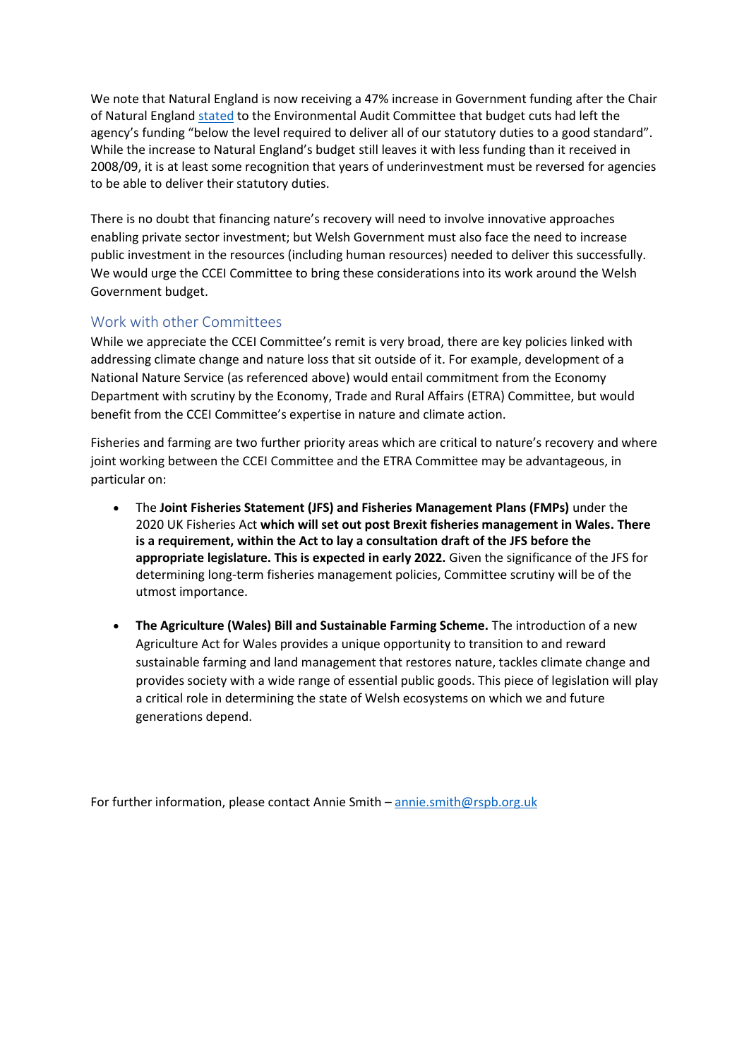We note that Natural England is now receiving a 47% increase in Government funding after the Chair of Natural England stated to the Environmental Audit Committee that budget cuts had left the agency's funding "below the level required to deliver all of our statutory duties to a good standard". While the increase to Natural England's budget still leaves it with less funding than it received in 2008/09, it is at least some recognition that years of underinvestment must be reversed for agencies to be able to deliver their statutory duties.

There is no doubt that financing nature's recovery will need to involve innovative approaches enabling private sector investment; but Welsh Government must also face the need to increase public investment in the resources (including human resources) needed to deliver this successfully. We would urge the CCEI Committee to bring these considerations into its work around the Welsh Government budget.

## Work with other Committees

While we appreciate the CCEI Committee's remit is very broad, there are key policies linked with addressing climate change and nature loss that sit outside of it. For example, development of a National Nature Service (as referenced above) would entail commitment from the Economy Department with scrutiny by the Economy, Trade and Rural Affairs (ETRA) Committee, but would benefit from the CCEI Committee's expertise in nature and climate action.

Fisheries and farming are two further priority areas which are critical to nature's recovery and where joint working between the CCEI Committee and the ETRA Committee may be advantageous, in particular on:

- The **Joint Fisheries Statement (JFS) and Fisheries Management Plans (FMPs)** under the 2020 UK Fisheries Act **which will set out post Brexit fisheries management in Wales. There is a requirement, within the Act to lay a consultation draft of the JFS before the appropriate legislature. This is expected in early 2022.** Given the significance of the JFS for determining long-term fisheries management policies, Committee scrutiny will be of the utmost importance.

- **The Agriculture (Wales) Bill and Sustainable Farming Scheme.** The introduction of a new Agriculture Act for Wales provides a unique opportunity to transition to and reward sustainable farming and land management that restores nature, tackles climate change and provides society with a wide range of essential public goods. This piece of legislation will play a critical role in determining the state of Welsh ecosystems on which we and future generations depend.

For further information, please contact Annie Smith – annie.smith@rspb.org.uk